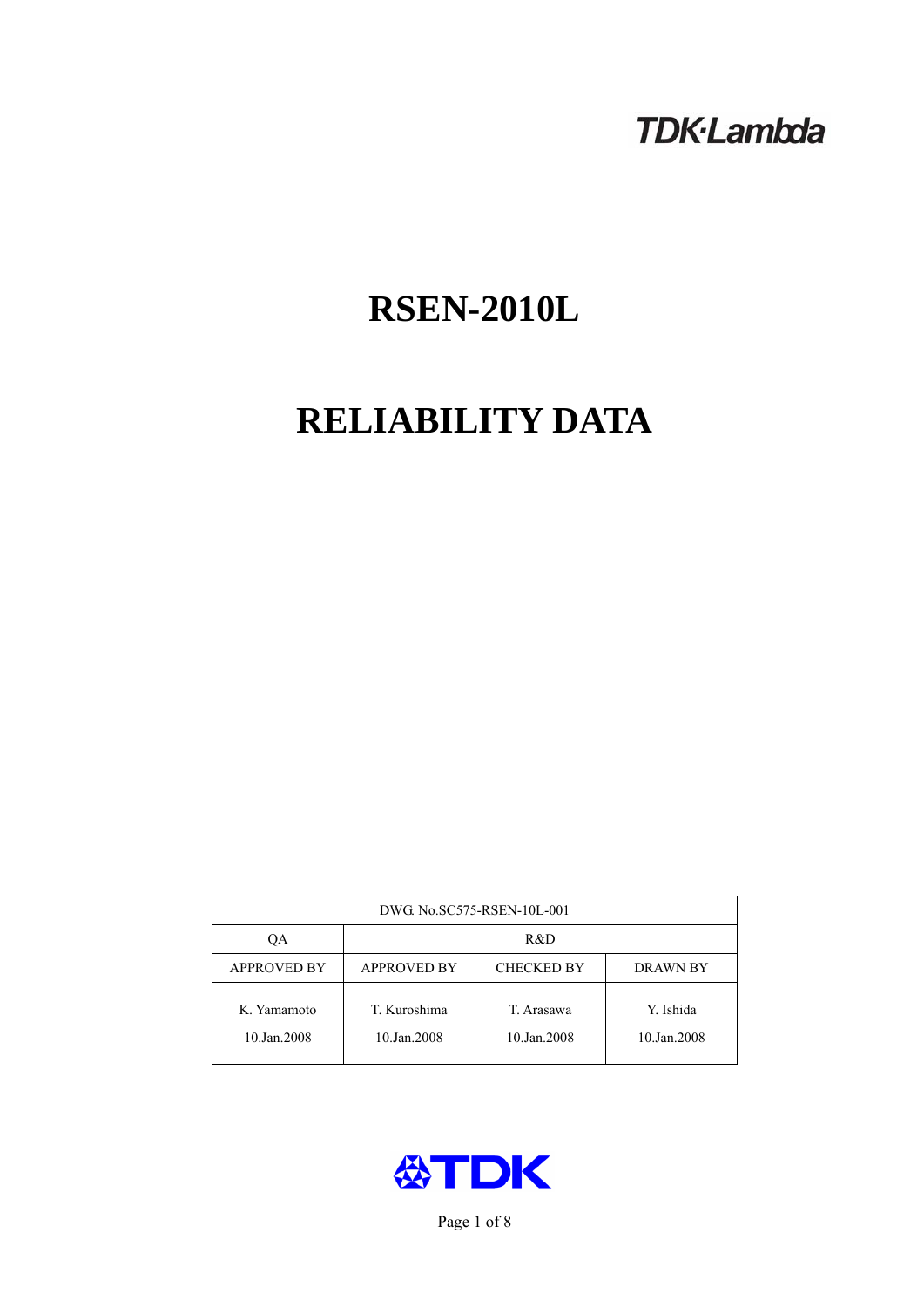TDK·Lambda

# RSEN-2010L

# RELIABILITY DATA

| DWG. No.SC575-RSEN-10L-001 | | | |
|---|---|---|---|
| QA | R&D | | |
| APPROVED BY | APPROVED BY | CHECKED BY | DRAWN BY |
| K. Yamamoto<br>10.Jan.2008 | T. Kuroshima<br>10.Jan.2008 | T. Arasawa<br>10.Jan.2008 | Y. Ishida<br>10.Jan.2008 |

TDK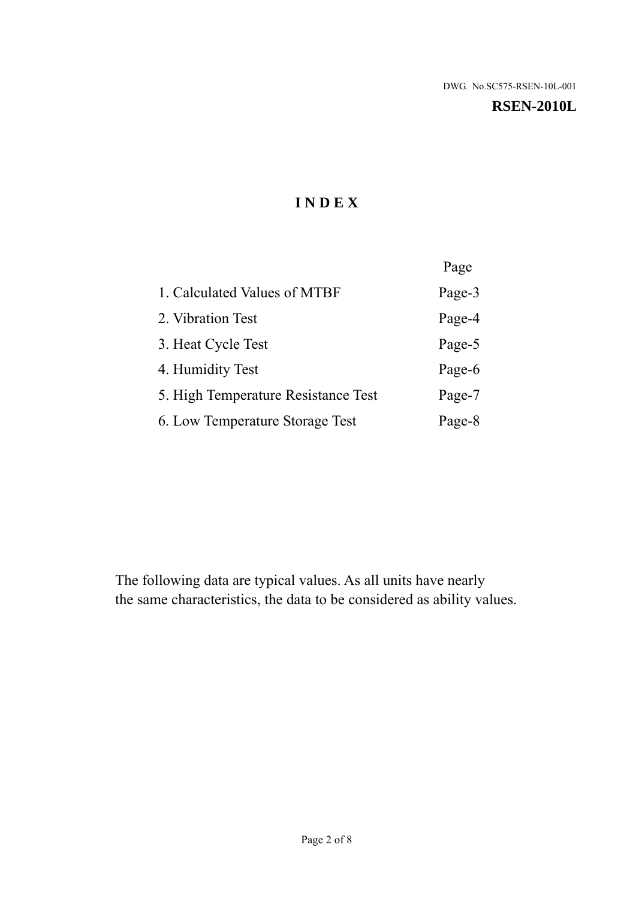DWG. No.SC575-RSEN-10L-001

**RSEN-2010L**

# INDEX

| | Page |
|---|---|
| 1. Calculated Values of MTBF | Page-3 |
| 2. Vibration Test | Page-4 |
| 3. Heat Cycle Test | Page-5 |
| 4. Humidity Test | Page-6 |
| 5. High Temperature Resistance Test | Page-7 |
| 6. Low Temperature Storage Test | Page-8 |

The following data are typical values. As all units have nearly the same characteristics, the data to be considered as ability values.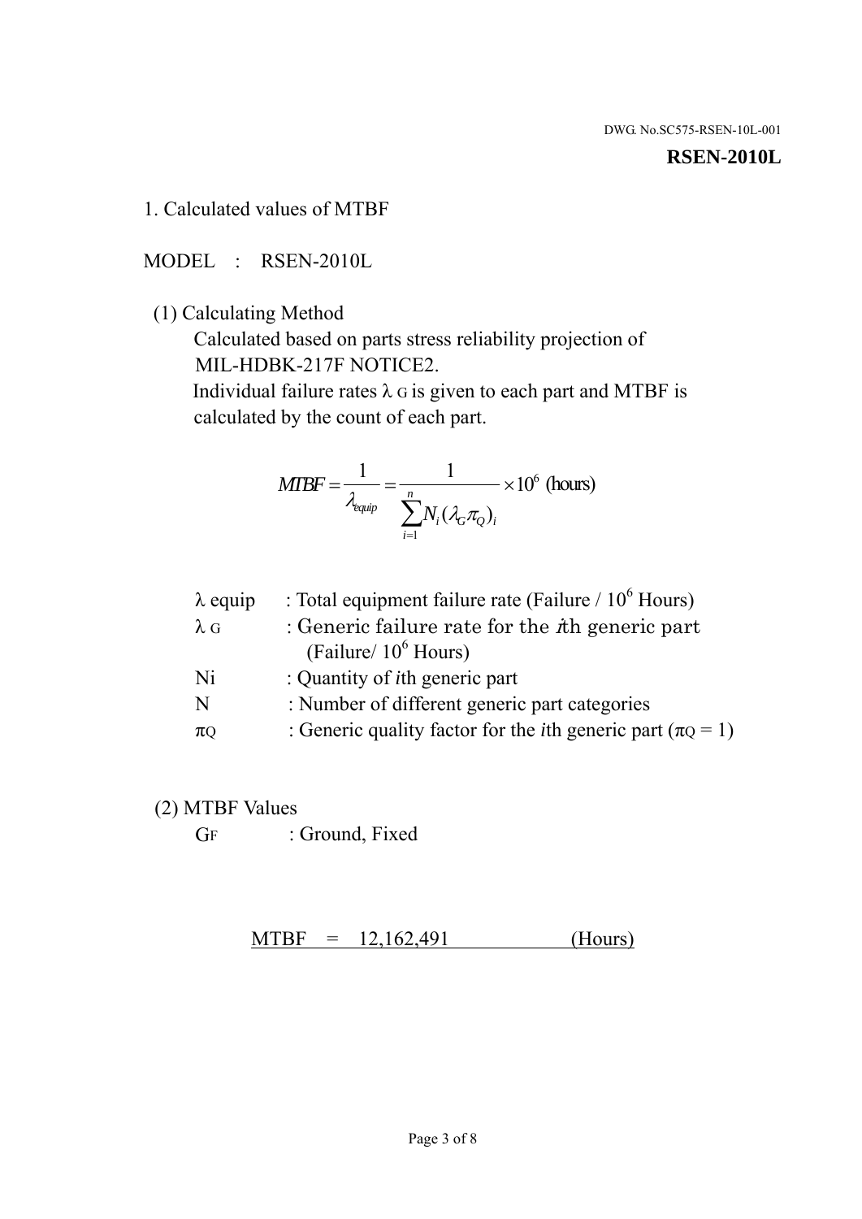DWG. No.SC575-RSEN-10L-001

**RSEN-2010L**

## 1. Calculated values of MTBF

MODEL : RSEN-2010L

(1) Calculating Method

Calculated based on parts stress reliability projection of MIL-HDBK-217F NOTICE2.

Individual failure rates $\lambda_G$ is given to each part and MTBF is calculated by the count of each part.

$$MTBF = \frac{1}{\lambda_{equip}} = \frac{1}{\sum_{i=1}^{n} N_i (\lambda_G \pi_Q)_i} \times 10^6 \text{ (hours)}$$

| | |
|---|---|
| $\lambda$ equip | : Total equipment failure rate (Failure / $10^6$ Hours) |
| $\lambda_G$ | : Generic failure rate for the *i*th generic part (Failure/ $10^6$ Hours) |
| Ni | : Quantity of *i*th generic part |
| N | : Number of different generic part categories |
| $\pi_Q$ | : Generic quality factor for the *i*th generic part ($\pi_Q$ = 1) |

(2) MTBF Values

$G_F$ : Ground, Fixed

MTBF = 12,162,491 (Hours)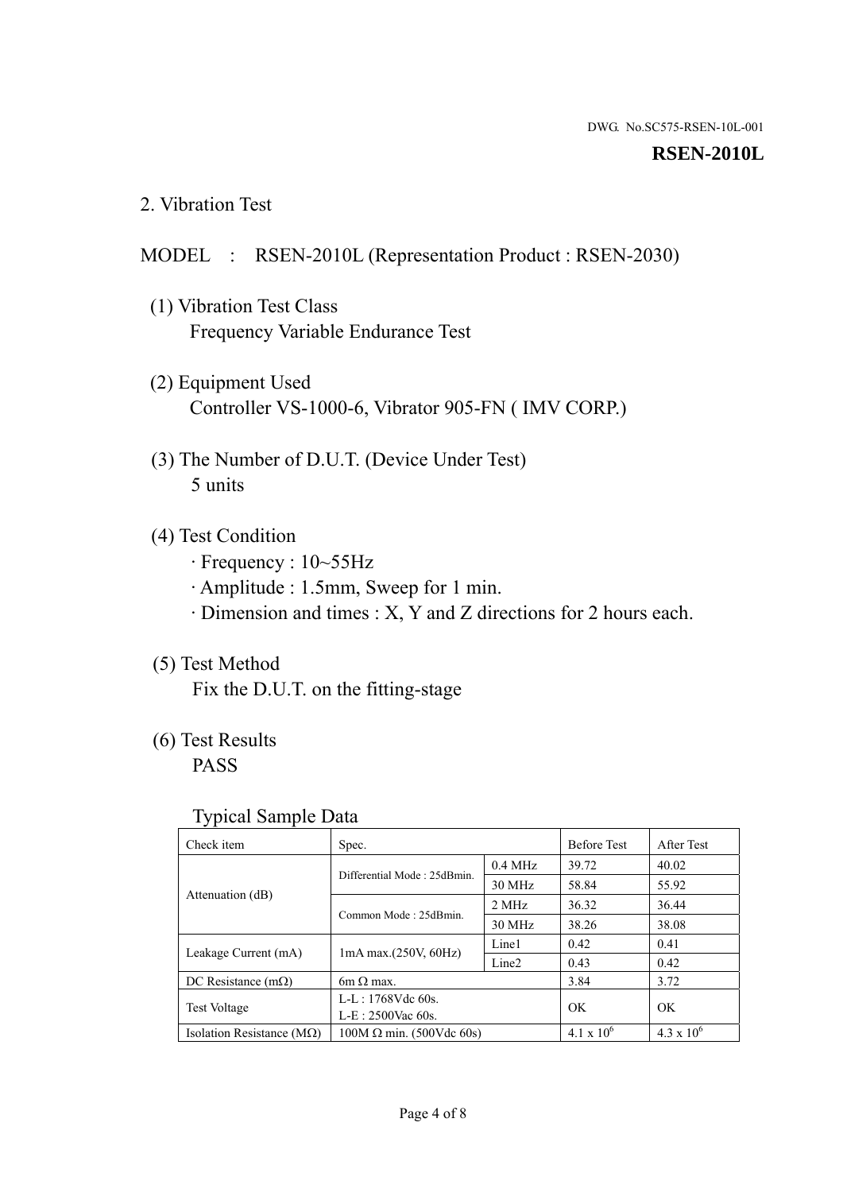DWG. No.SC575-RSEN-10L-001

**RSEN-2010L**

## 2. Vibration Test

MODEL : RSEN-2010L (Representation Product : RSEN-2030)

(1) Vibration Test Class
Frequency Variable Endurance Test

(2) Equipment Used
Controller VS-1000-6, Vibrator 905-FN ( IMV CORP.)

(3) The Number of D.U.T. (Device Under Test)
5 units

(4) Test Condition
· Frequency : 10~55Hz
· Amplitude : 1.5mm, Sweep for 1 min.
· Dimension and times : X, Y and Z directions for 2 hours each.

(5) Test Method
Fix the D.U.T. on the fitting-stage

(6) Test Results
PASS

Typical Sample Data

| Check item | Spec. | | Before Test | After Test |
|---|---|---|---|---|
| Attenuation (dB) | Differential Mode : 25dBmin. | 0.4 MHz | 39.72 | 40.02 |
| | | 30 MHz | 58.84 | 55.92 |
| | Common Mode : 25dBmin. | 2 MHz | 36.32 | 36.44 |
| | | 30 MHz | 38.26 | 38.08 |
| Leakage Current (mA) | 1mA max.(250V, 60Hz) | Line1 | 0.42 | 0.41 |
| | | Line2 | 0.43 | 0.42 |
| DC Resistance (mΩ) | 6m Ω max. | | 3.84 | 3.72 |
| Test Voltage | L-L : 1768Vdc 60s.<br>L-E : 2500Vac 60s. | | OK | OK |
| Isolation Resistance (MΩ) | 100M Ω min. (500Vdc 60s) | | $4.1 \times 10^6$ | $4.3 \times 10^6$ |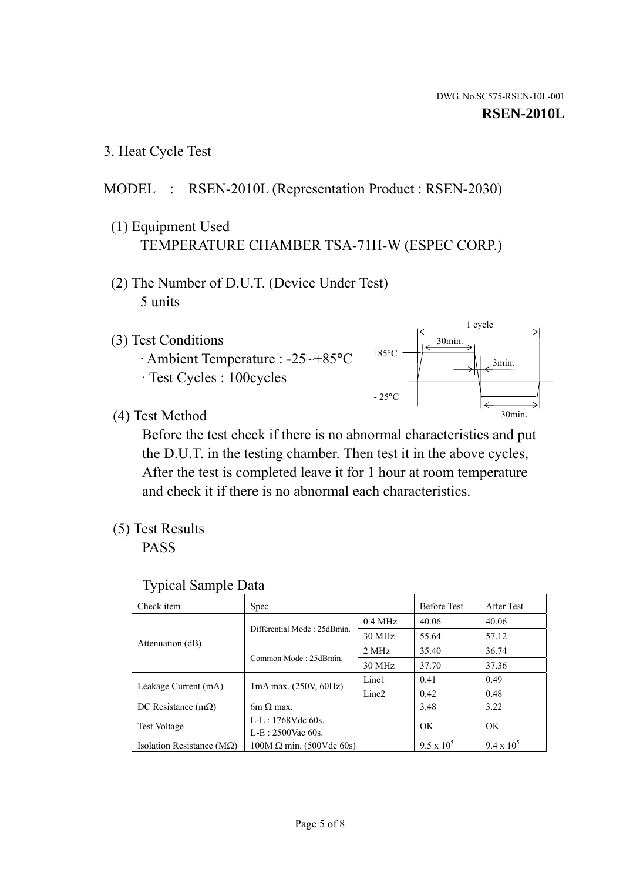DWG. No.SC575-RSEN-10L-001

**RSEN-2010L**

## 3. Heat Cycle Test

MODEL : RSEN-2010L (Representation Product : RSEN-2030)

(1) Equipment Used

TEMPERATURE CHAMBER TSA-71H-W (ESPEC CORP.)

(2) The Number of D.U.T. (Device Under Test)

5 units

(3) Test Conditions

· Ambient Temperature : -25~+85°C

· Test Cycles : 100cycles

1 cycle

30min.

+85°C

3min.

- 25°C

30min.

(4) Test Method

Before the test check if there is no abnormal characteristics and put the D.U.T. in the testing chamber. Then test it in the above cycles, After the test is completed leave it for 1 hour at room temperature and check it if there is no abnormal each characteristics.

(5) Test Results

PASS

Typical Sample Data

| Check item | Spec. | | Before Test | After Test |
|---|---|---|---|---|
| Attenuation (dB) | Differential Mode : 25dBmin. | 0.4 MHz | 40.06 | 40.06 |
| | | 30 MHz | 55.64 | 57.12 |
| | Common Mode : 25dBmin. | 2 MHz | 35.40 | 36.74 |
| | | 30 MHz | 37.70 | 37.36 |
| Leakage Current (mA) | 1mA max. (250V, 60Hz) | Line1 | 0.41 | 0.49 |
| | | Line2 | 0.42 | 0.48 |
| DC Resistance (mΩ) | 6m Ω max. | | 3.48 | 3.22 |
| Test Voltage | L-L : 1768Vdc 60s.<br>L-E : 2500Vac 60s. | | OK | OK |
| Isolation Resistance (MΩ) | 100M Ω min. (500Vdc 60s) | | $9.5 \times 10^5$ | $9.4 \times 10^5$ |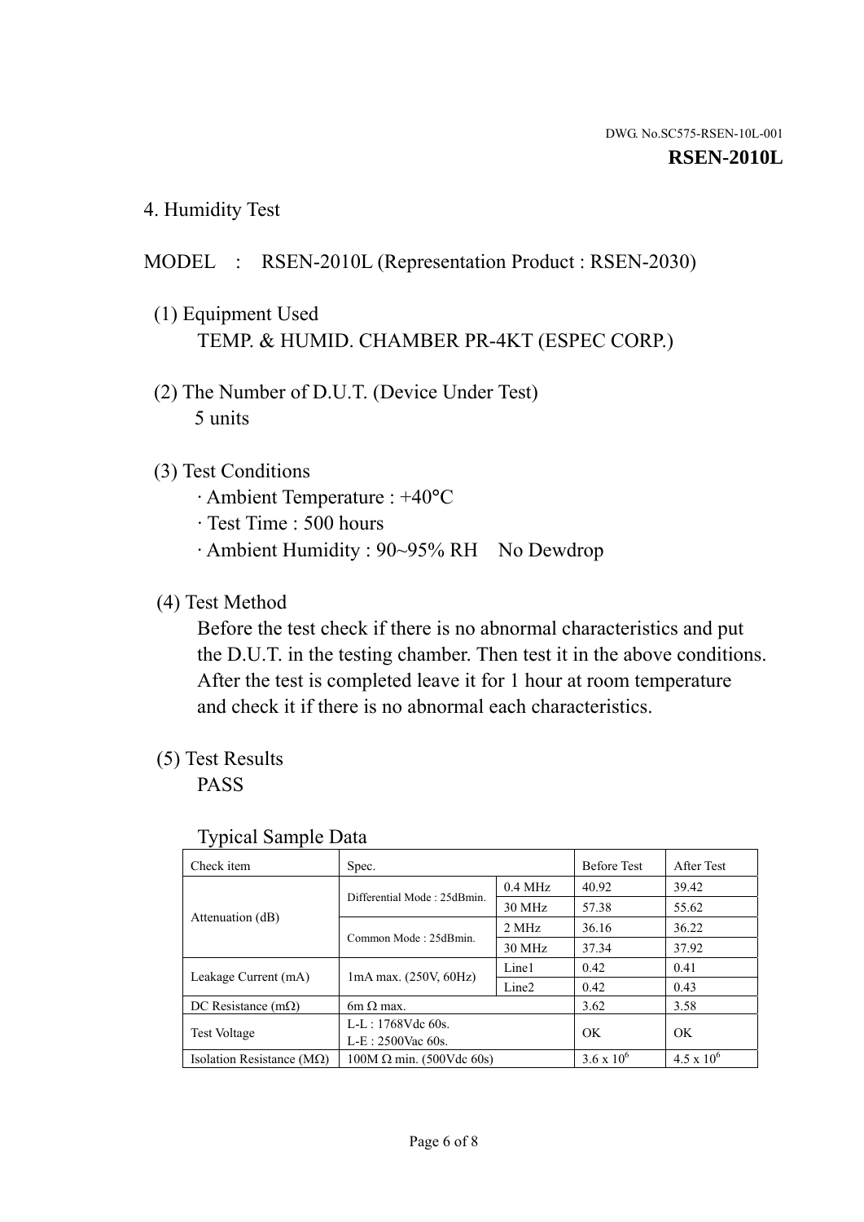DWG. No.SC575-RSEN-10L-001

**RSEN-2010L**

## 4. Humidity Test

MODEL : RSEN-2010L (Representation Product : RSEN-2030)

(1) Equipment Used
TEMP. & HUMID. CHAMBER PR-4KT (ESPEC CORP.)

(2) The Number of D.U.T. (Device Under Test)
5 units

(3) Test Conditions
· Ambient Temperature : +40°C
· Test Time : 500 hours
· Ambient Humidity : 90~95% RH No Dewdrop

(4) Test Method
Before the test check if there is no abnormal characteristics and put the D.U.T. in the testing chamber. Then test it in the above conditions. After the test is completed leave it for 1 hour at room temperature and check it if there is no abnormal each characteristics.

(5) Test Results
PASS

Typical Sample Data

| Check item | Spec. | | Before Test | After Test |
|---|---|---|---|---|
| Attenuation (dB) | Differential Mode : 25dBmin. | 0.4 MHz | 40.92 | 39.42 |
| | | 30 MHz | 57.38 | 55.62 |
| | Common Mode : 25dBmin. | 2 MHz | 36.16 | 36.22 |
| | | 30 MHz | 37.34 | 37.92 |
| Leakage Current (mA) | 1mA max. (250V, 60Hz) | Line1 | 0.42 | 0.41 |
| | | Line2 | 0.42 | 0.43 |
| DC Resistance (mΩ) | 6m Ω max. | | 3.62 | 3.58 |
| Test Voltage | L-L : 1768Vdc 60s. L-E : 2500Vac 60s. | | OK | OK |
| Isolation Resistance (MΩ) | 100M Ω min. (500Vdc 60s) | | $3.6 \times 10^6$ | $4.5 \times 10^6$ |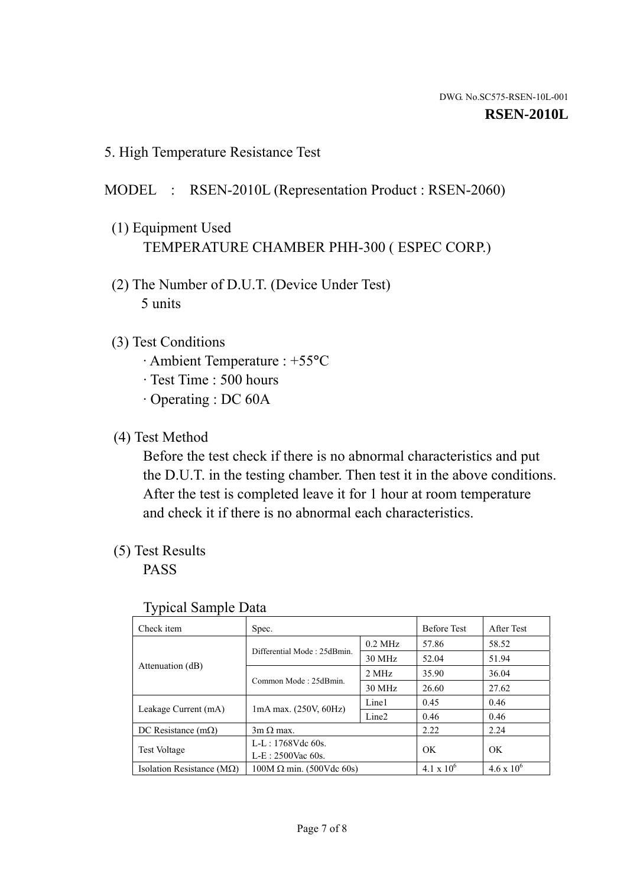## 5. High Temperature Resistance Test

MODEL : RSEN-2010L (Representation Product : RSEN-2060)

(1) Equipment Used
TEMPERATURE CHAMBER PHH-300 ( ESPEC CORP.)

(2) The Number of D.U.T. (Device Under Test)
5 units

(3) Test Conditions
· Ambient Temperature : +55°C
· Test Time : 500 hours
· Operating : DC 60A

(4) Test Method
Before the test check if there is no abnormal characteristics and put the D.U.T. in the testing chamber. Then test it in the above conditions. After the test is completed leave it for 1 hour at room temperature and check it if there is no abnormal each characteristics.

(5) Test Results
PASS

Typical Sample Data

| Check item | Spec. | | Before Test | After Test |
|---|---|---|---|---|
| Attenuation (dB) | Differential Mode : 25dBmin. | 0.2 MHz | 57.86 | 58.52 |
| | | 30 MHz | 52.04 | 51.94 |
| | Common Mode : 25dBmin. | 2 MHz | 35.90 | 36.04 |
| | | 30 MHz | 26.60 | 27.62 |
| Leakage Current (mA) | 1mA max. (250V, 60Hz) | Line1 | 0.45 | 0.46 |
| | | Line2 | 0.46 | 0.46 |
| DC Resistance (mΩ) | 3m Ω max. | | 2.22 | 2.24 |
| Test Voltage | L-L : 1768Vdc 60s.<br>L-E : 2500Vac 60s. | | OK | OK |
| Isolation Resistance (MΩ) | 100M Ω min. (500Vdc 60s) | | $4.1 \times 10^6$ | $4.6 \times 10^6$ |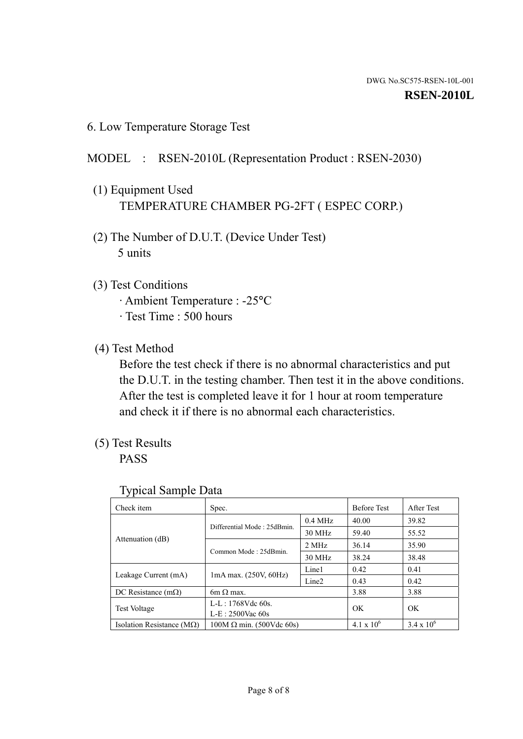DWG. No.SC575-RSEN-10L-001

**RSEN-2010L**

## 6. Low Temperature Storage Test

MODEL : RSEN-2010L (Representation Product : RSEN-2030)

(1) Equipment Used

TEMPERATURE CHAMBER PG-2FT ( ESPEC CORP.)

(2) The Number of D.U.T. (Device Under Test)

5 units

(3) Test Conditions

· Ambient Temperature : -25°C

· Test Time : 500 hours

(4) Test Method

Before the test check if there is no abnormal characteristics and put the D.U.T. in the testing chamber. Then test it in the above conditions. After the test is completed leave it for 1 hour at room temperature and check it if there is no abnormal each characteristics.

(5) Test Results

PASS

Typical Sample Data

| Check item | Spec. | | Before Test | After Test |
|---|---|---|---|---|
| Attenuation (dB) | Differential Mode : 25dBmin. | 0.4 MHz | 40.00 | 39.82 |
| | | 30 MHz | 59.40 | 55.52 |
| | Common Mode : 25dBmin. | 2 MHz | 36.14 | 35.90 |
| | | 30 MHz | 38.24 | 38.48 |
| Leakage Current (mA) | 1mA max. (250V, 60Hz) | Line1 | 0.42 | 0.41 |
| | | Line2 | 0.43 | 0.42 |
| DC Resistance (mΩ) | 6m Ω max. | | 3.88 | 3.88 |
| Test Voltage | L-L : 1768Vdc 60s.<br>L-E : 2500Vac 60s | | OK | OK |
| Isolation Resistance (MΩ) | 100M Ω min. (500Vdc 60s) | | $4.1 \times 10^6$ | $3.4 \times 10^6$ |